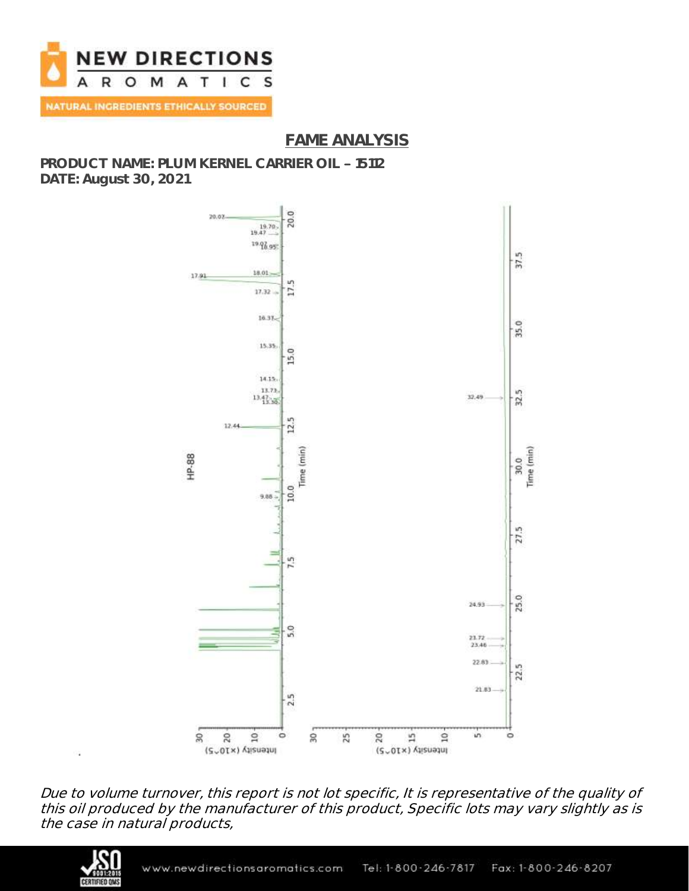# FAME ANALYSIS

**PRODUCT NAME: PLUM KERNEL CARRIER OIL – 15112**
**DATE: August 30, 2021**

*Due to volume turnover, this report is not lot specific, It is representative of the quality of this oil produced by the manufacturer of this product, Specific lots may vary slightly as is the case in natural products,*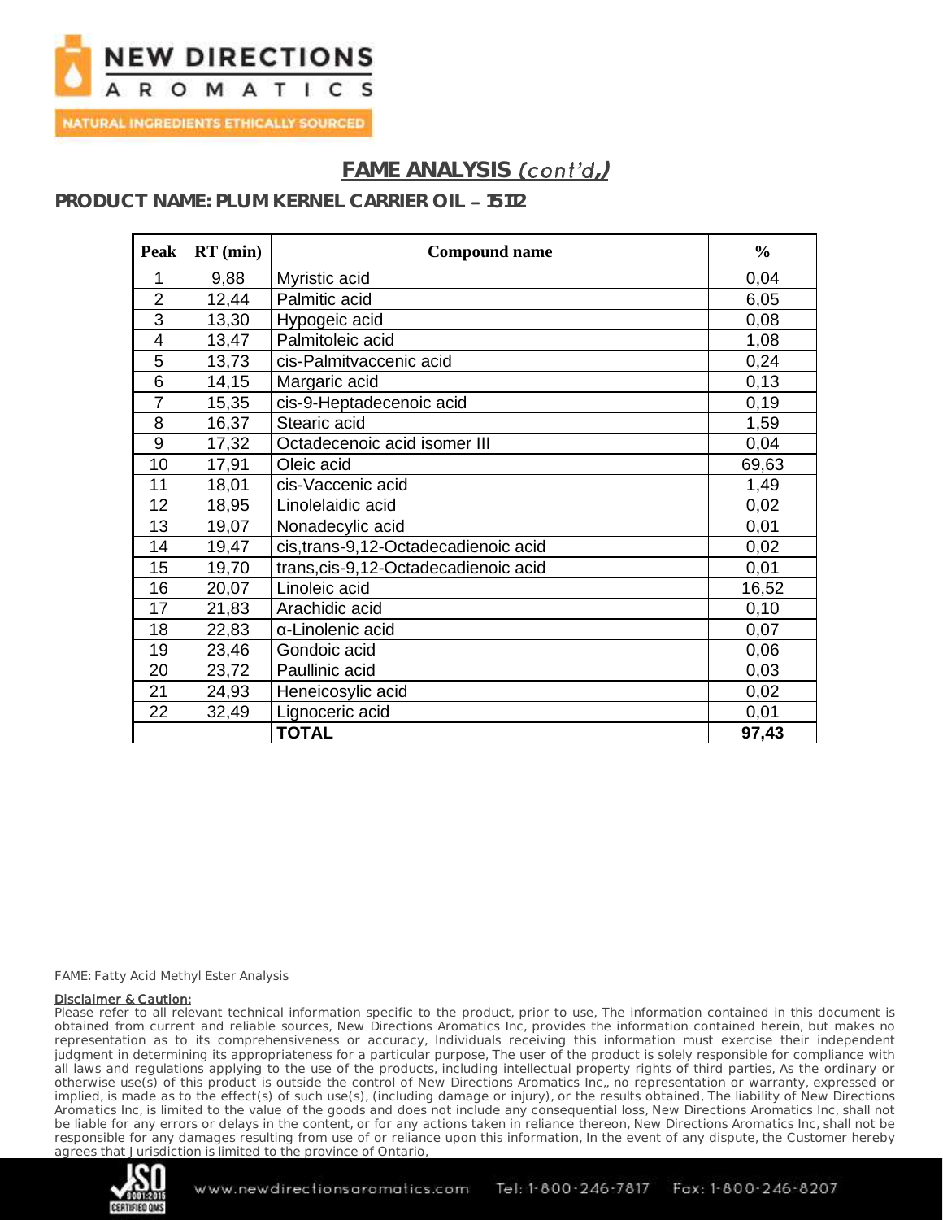# FAME ANALYSIS *(cont'd.)*

## PRODUCT NAME: PLUM KERNEL CARRIER OIL – 15112

| Peak | RT (min) | Compound name | % |
|---|---|---|---|
| 1 | 9,88 | Myristic acid | 0,04 |
| 2 | 12,44 | Palmitic acid | 6,05 |
| 3 | 13,30 | Hypogeic acid | 0,08 |
| 4 | 13,47 | Palmitoleic acid | 1,08 |
| 5 | 13,73 | cis-Palmitvaccenic acid | 0,24 |
| 6 | 14,15 | Margaric acid | 0,13 |
| 7 | 15,35 | cis-9-Heptadecenoic acid | 0,19 |
| 8 | 16,37 | Stearic acid | 1,59 |
| 9 | 17,32 | Octadecenoic acid isomer III | 0,04 |
| 10 | 17,91 | Oleic acid | 69,63 |
| 11 | 18,01 | cis-Vaccenic acid | 1,49 |
| 12 | 18,95 | Linolelaidic acid | 0,02 |
| 13 | 19,07 | Nonadecylic acid | 0,01 |
| 14 | 19,47 | cis,trans-9,12-Octadecadienoic acid | 0,02 |
| 15 | 19,70 | trans,cis-9,12-Octadecadienoic acid | 0,01 |
| 16 | 20,07 | Linoleic acid | 16,52 |
| 17 | 21,83 | Arachidic acid | 0,10 |
| 18 | 22,83 | α-Linolenic acid | 0,07 |
| 19 | 23,46 | Gondoic acid | 0,06 |
| 20 | 23,72 | Paullinic acid | 0,03 |
| 21 | 24,93 | Heneicosylic acid | 0,02 |
| 22 | 32,49 | Lignoceric acid | 0,01 |
| | | **TOTAL** | **97,43** |

FAME: Fatty Acid Methyl Ester Analysis

**Disclaimer & Caution:**

Please refer to all relevant technical information specific to the product, prior to use, The information contained in this document is obtained from current and reliable sources, New Directions Aromatics Inc, provides the information contained herein, but makes no representation as to its comprehensiveness or accuracy, Individuals receiving this information must exercise their independent judgment in determining its appropriateness for a particular purpose, The user of the product is solely responsible for compliance with all laws and regulations applying to the use of the products, including intellectual property rights of third parties, As the ordinary or otherwise use(s) of this product is outside the control of New Directions Aromatics Inc,, no representation or warranty, expressed or implied, is made as to the effect(s) of such use(s), (including damage or injury), or the results obtained, The liability of New Directions Aromatics Inc, is limited to the value of the goods and does not include any consequential loss, New Directions Aromatics Inc, shall not be liable for any errors or delays in the content, or for any actions taken in reliance thereon, New Directions Aromatics Inc, shall not be responsible for any damages resulting from use of or reliance upon this information, In the event of any dispute, the Customer hereby agrees that Jurisdiction is limited to the province of Ontario,